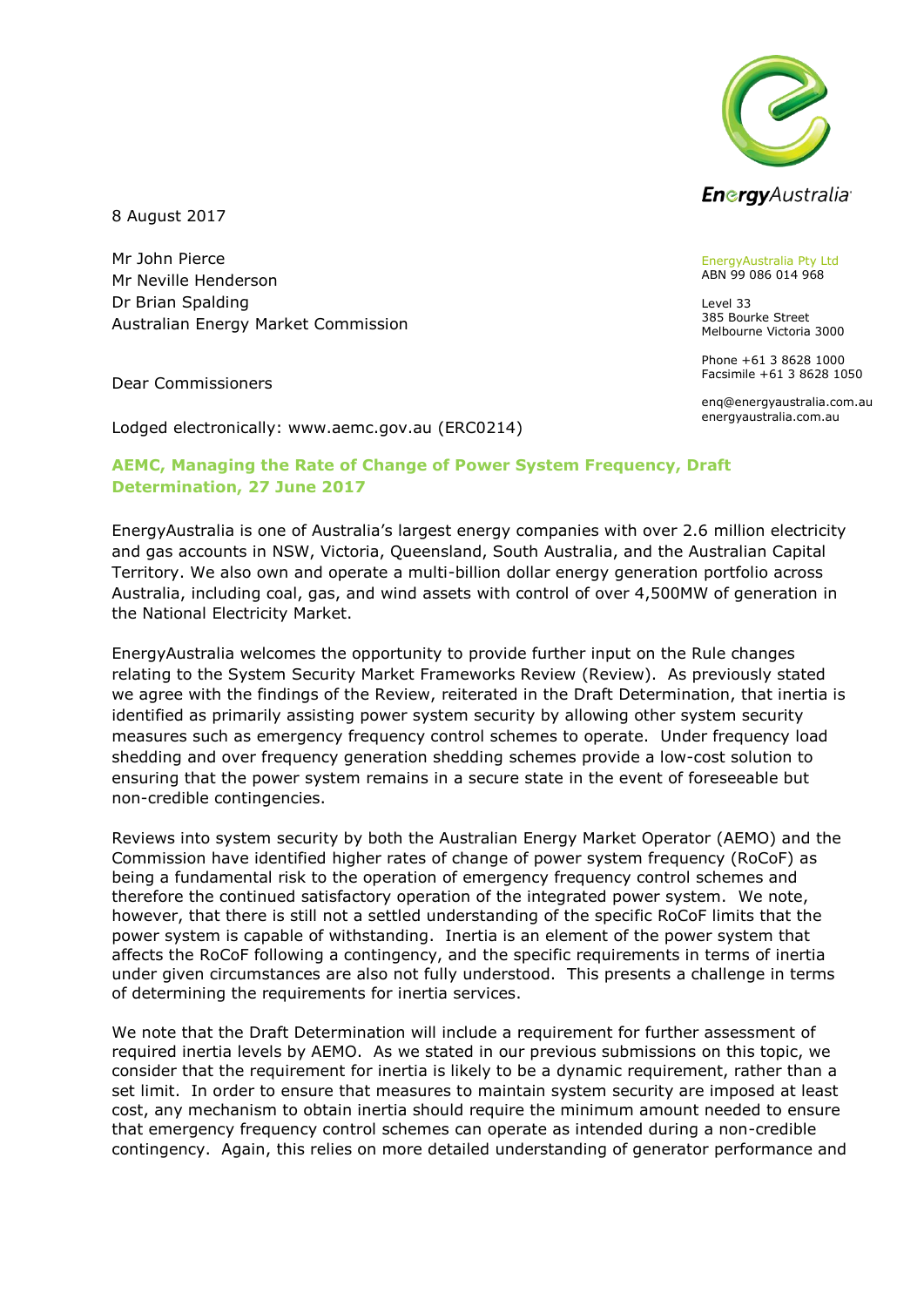EnergyAustralia

EnergyAustralia Pty Ltd
ABN 99 086 014 968

Level 33
385 Bourke Street
Melbourne Victoria 3000

Phone +61 3 8628 1000
Facsimile +61 3 8628 1050

enq@energyaustralia.com.au
energyaustralia.com.au

8 August 2017

Mr John Pierce
Mr Neville Henderson
Dr Brian Spalding
Australian Energy Market Commission

Dear Commissioners

Lodged electronically: www.aemc.gov.au (ERC0214)

**AEMC, Managing the Rate of Change of Power System Frequency, Draft Determination, 27 June 2017**

EnergyAustralia is one of Australia's largest energy companies with over 2.6 million electricity and gas accounts in NSW, Victoria, Queensland, South Australia, and the Australian Capital Territory. We also own and operate a multi-billion dollar energy generation portfolio across Australia, including coal, gas, and wind assets with control of over 4,500MW of generation in the National Electricity Market.

EnergyAustralia welcomes the opportunity to provide further input on the Rule changes relating to the System Security Market Frameworks Review (Review). As previously stated we agree with the findings of the Review, reiterated in the Draft Determination, that inertia is identified as primarily assisting power system security by allowing other system security measures such as emergency frequency control schemes to operate. Under frequency load shedding and over frequency generation shedding schemes provide a low-cost solution to ensuring that the power system remains in a secure state in the event of foreseeable but non-credible contingencies.

Reviews into system security by both the Australian Energy Market Operator (AEMO) and the Commission have identified higher rates of change of power system frequency (RoCoF) as being a fundamental risk to the operation of emergency frequency control schemes and therefore the continued satisfactory operation of the integrated power system. We note, however, that there is still not a settled understanding of the specific RoCoF limits that the power system is capable of withstanding. Inertia is an element of the power system that affects the RoCoF following a contingency, and the specific requirements in terms of inertia under given circumstances are also not fully understood. This presents a challenge in terms of determining the requirements for inertia services.

We note that the Draft Determination will include a requirement for further assessment of required inertia levels by AEMO. As we stated in our previous submissions on this topic, we consider that the requirement for inertia is likely to be a dynamic requirement, rather than a set limit. In order to ensure that measures to maintain system security are imposed at least cost, any mechanism to obtain inertia should require the minimum amount needed to ensure that emergency frequency control schemes can operate as intended during a non-credible contingency. Again, this relies on more detailed understanding of generator performance and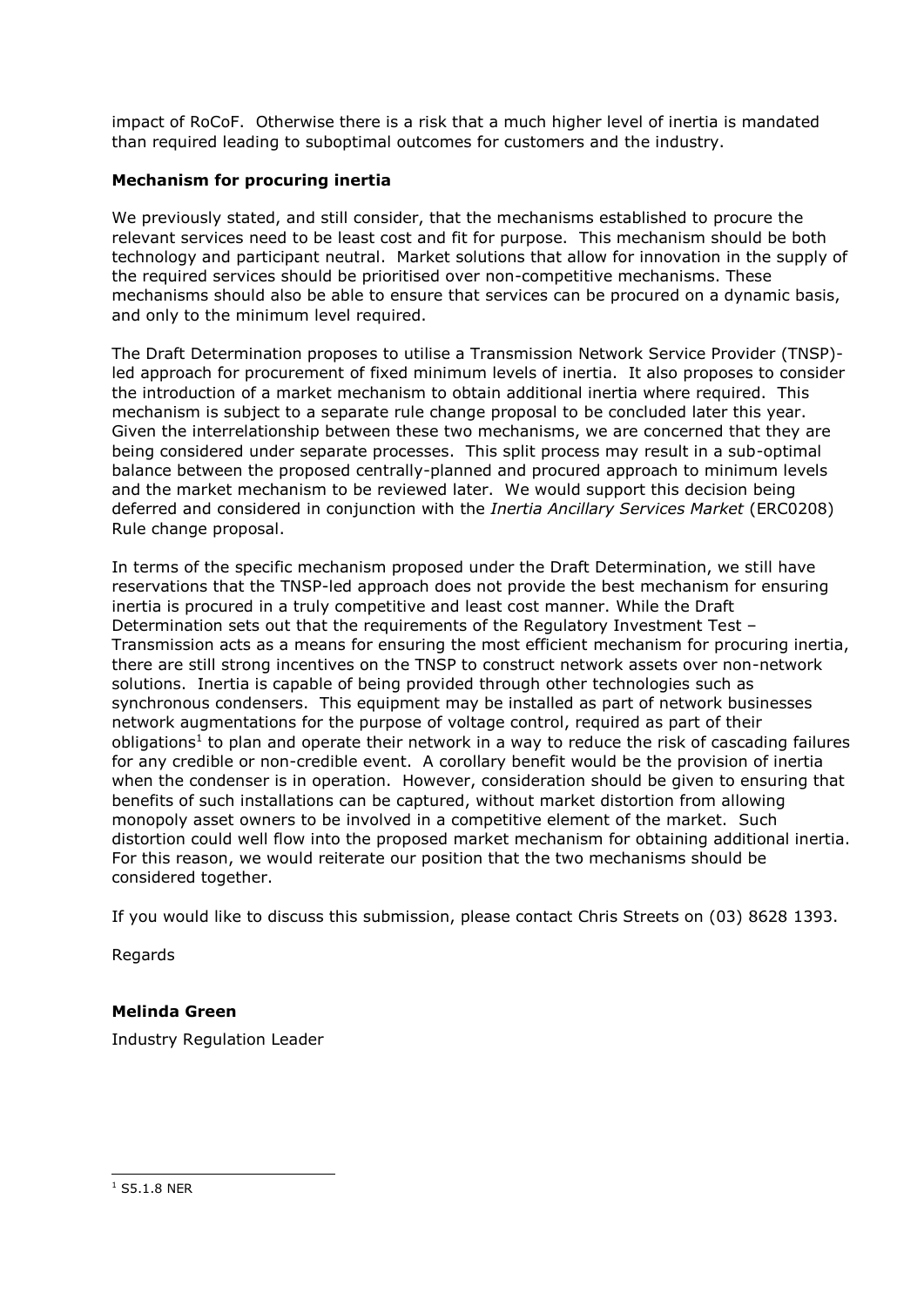impact of RoCoF. Otherwise there is a risk that a much higher level of inertia is mandated than required leading to suboptimal outcomes for customers and the industry.

**Mechanism for procuring inertia**

We previously stated, and still consider, that the mechanisms established to procure the relevant services need to be least cost and fit for purpose. This mechanism should be both technology and participant neutral. Market solutions that allow for innovation in the supply of the required services should be prioritised over non-competitive mechanisms. These mechanisms should also be able to ensure that services can be procured on a dynamic basis, and only to the minimum level required.

The Draft Determination proposes to utilise a Transmission Network Service Provider (TNSP)-led approach for procurement of fixed minimum levels of inertia. It also proposes to consider the introduction of a market mechanism to obtain additional inertia where required. This mechanism is subject to a separate rule change proposal to be concluded later this year. Given the interrelationship between these two mechanisms, we are concerned that they are being considered under separate processes. This split process may result in a sub-optimal balance between the proposed centrally-planned and procured approach to minimum levels and the market mechanism to be reviewed later. We would support this decision being deferred and considered in conjunction with the *Inertia Ancillary Services Market* (ERC0208) Rule change proposal.

In terms of the specific mechanism proposed under the Draft Determination, we still have reservations that the TNSP-led approach does not provide the best mechanism for ensuring inertia is procured in a truly competitive and least cost manner. While the Draft Determination sets out that the requirements of the Regulatory Investment Test – Transmission acts as a means for ensuring the most efficient mechanism for procuring inertia, there are still strong incentives on the TNSP to construct network assets over non-network solutions. Inertia is capable of being provided through other technologies such as synchronous condensers. This equipment may be installed as part of network businesses network augmentations for the purpose of voltage control, required as part of their obligations[1] to plan and operate their network in a way to reduce the risk of cascading failures for any credible or non-credible event. A corollary benefit would be the provision of inertia when the condenser is in operation. However, consideration should be given to ensuring that benefits of such installations can be captured, without market distortion from allowing monopoly asset owners to be involved in a competitive element of the market. Such distortion could well flow into the proposed market mechanism for obtaining additional inertia. For this reason, we would reiterate our position that the two mechanisms should be considered together.

If you would like to discuss this submission, please contact Chris Streets on (03) 8628 1393.

Regards

**Melinda Green**

Industry Regulation Leader

[1] S5.1.8 NER